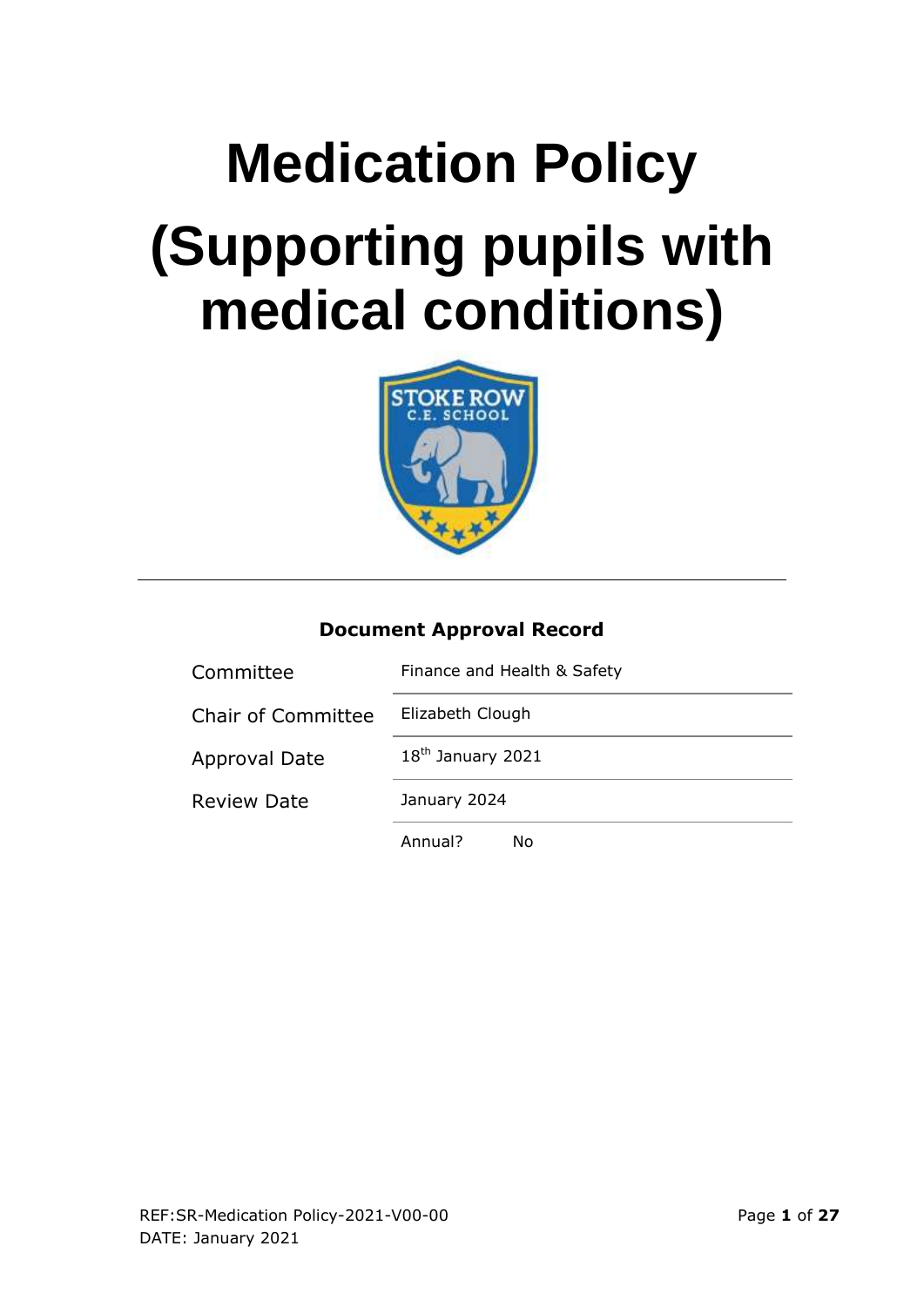# Medication Policy (Supporting pupils with medical conditions)

**Document Approval Record**

| | |
|---|---|
| Committee | Finance and Health & Safety |
| Chair of Committee | Elizabeth Clough |
| Approval Date | 18th January 2021 |
| Review Date | January 2024 |
| | Annual? No |

REF:SR-Medication Policy-2021-V00-00
DATE: January 2021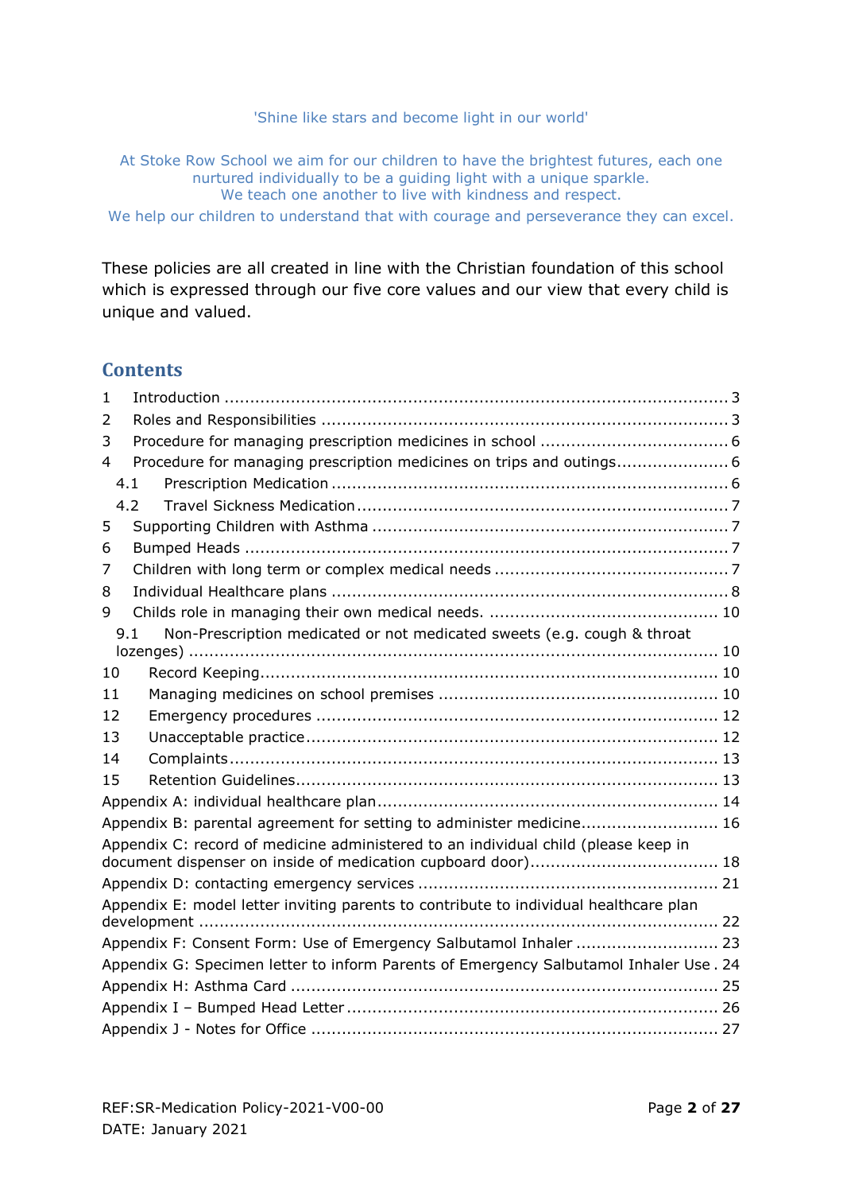'Shine like stars and become light in our world'

At Stoke Row School we aim for our children to have the brightest futures, each one nurtured individually to be a guiding light with a unique sparkle.
We teach one another to live with kindness and respect.
We help our children to understand that with courage and perseverance they can excel.

These policies are all created in line with the Christian foundation of this school which is expressed through our five core values and our view that every child is unique and valued.

## Contents

1 Introduction ..... 3
2 Roles and Responsibilities ..... 3
3 Procedure for managing prescription medicines in school ..... 6
4 Procedure for managing prescription medicines on trips and outings ..... 6
  4.1 Prescription Medication ..... 6
  4.2 Travel Sickness Medication ..... 7
5 Supporting Children with Asthma ..... 7
6 Bumped Heads ..... 7
7 Children with long term or complex medical needs ..... 7
8 Individual Healthcare plans ..... 8
9 Childs role in managing their own medical needs. ..... 10
  9.1 Non-Prescription medicated or not medicated sweets (e.g. cough & throat lozenges) ..... 10
10 Record Keeping ..... 10
11 Managing medicines on school premises ..... 10
12 Emergency procedures ..... 12
13 Unacceptable practice ..... 12
14 Complaints ..... 13
15 Retention Guidelines ..... 13
Appendix A: individual healthcare plan ..... 14
Appendix B: parental agreement for setting to administer medicine ..... 16
Appendix C: record of medicine administered to an individual child (please keep in document dispenser on inside of medication cupboard door) ..... 18
Appendix D: contacting emergency services ..... 21
Appendix E: model letter inviting parents to contribute to individual healthcare plan development ..... 22
Appendix F: Consent Form: Use of Emergency Salbutamol Inhaler ..... 23
Appendix G: Specimen letter to inform Parents of Emergency Salbutamol Inhaler Use . 24
Appendix H: Asthma Card ..... 25
Appendix I – Bumped Head Letter ..... 26
Appendix J - Notes for Office ..... 27

REF:SR-Medication Policy-2021-V00-00
DATE: January 2021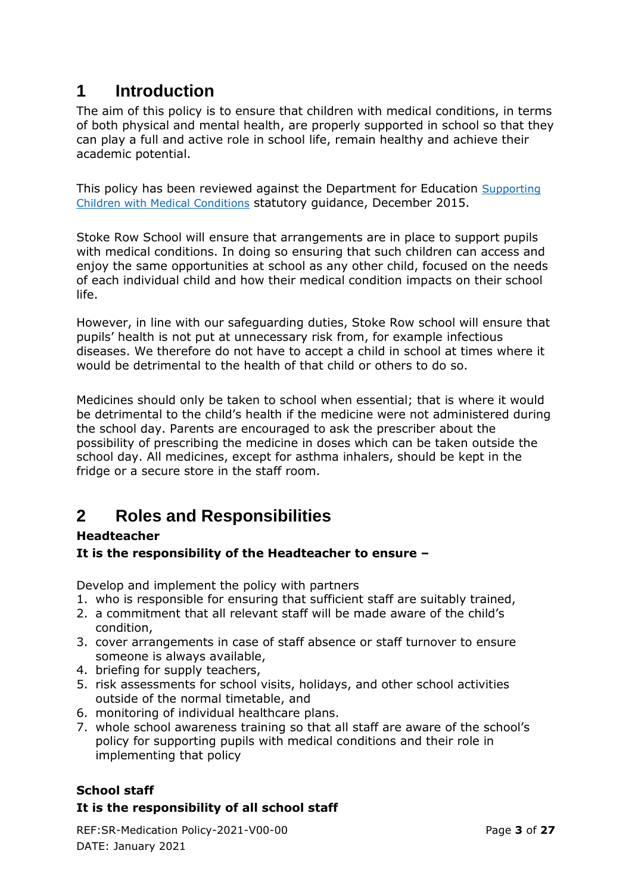# 1 Introduction

The aim of this policy is to ensure that children with medical conditions, in terms of both physical and mental health, are properly supported in school so that they can play a full and active role in school life, remain healthy and achieve their academic potential.

This policy has been reviewed against the Department for Education [Supporting Children with Medical Conditions] statutory guidance, December 2015.

Stoke Row School will ensure that arrangements are in place to support pupils with medical conditions. In doing so ensuring that such children can access and enjoy the same opportunities at school as any other child, focused on the needs of each individual child and how their medical condition impacts on their school life.

However, in line with our safeguarding duties, Stoke Row school will ensure that pupils' health is not put at unnecessary risk from, for example infectious diseases. We therefore do not have to accept a child in school at times where it would be detrimental to the health of that child or others to do so.

Medicines should only be taken to school when essential; that is where it would be detrimental to the child's health if the medicine were not administered during the school day. Parents are encouraged to ask the prescriber about the possibility of prescribing the medicine in doses which can be taken outside the school day. All medicines, except for asthma inhalers, should be kept in the fridge or a secure store in the staff room.

# 2 Roles and Responsibilities

**Headteacher**

**It is the responsibility of the Headteacher to ensure –**

Develop and implement the policy with partners

1. who is responsible for ensuring that sufficient staff are suitably trained,
2. a commitment that all relevant staff will be made aware of the child's condition,
3. cover arrangements in case of staff absence or staff turnover to ensure someone is always available,
4. briefing for supply teachers,
5. risk assessments for school visits, holidays, and other school activities outside of the normal timetable, and
6. monitoring of individual healthcare plans.
7. whole school awareness training so that all staff are aware of the school's policy for supporting pupils with medical conditions and their role in implementing that policy

**School staff**

**It is the responsibility of all school staff**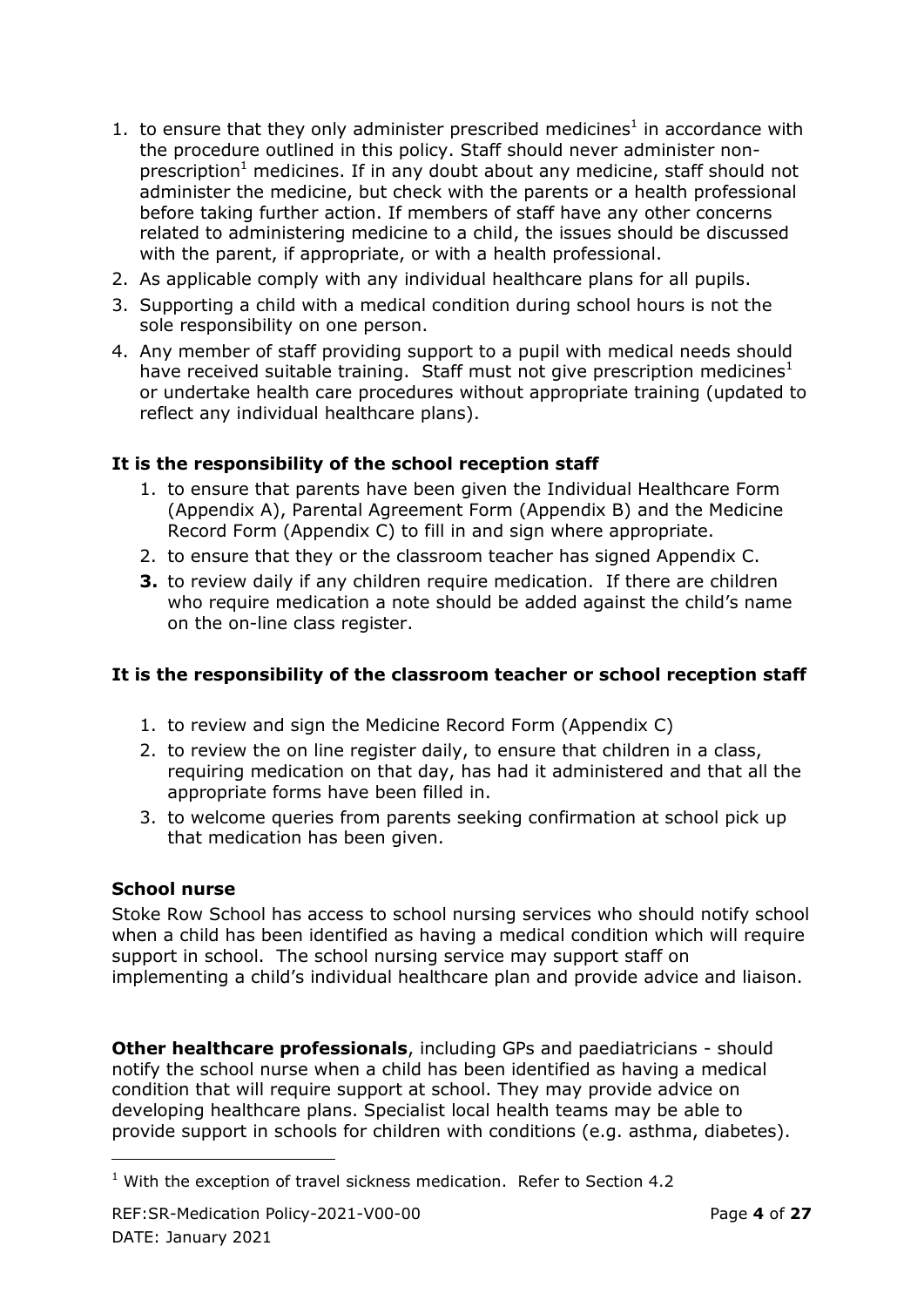1. to ensure that they only administer prescribed medicines[1] in accordance with the procedure outlined in this policy. Staff should never administer non-prescription[1] medicines. If in any doubt about any medicine, staff should not administer the medicine, but check with the parents or a health professional before taking further action. If members of staff have any other concerns related to administering medicine to a child, the issues should be discussed with the parent, if appropriate, or with a health professional.
2. As applicable comply with any individual healthcare plans for all pupils.
3. Supporting a child with a medical condition during school hours is not the sole responsibility on one person.
4. Any member of staff providing support to a pupil with medical needs should have received suitable training. Staff must not give prescription medicines[1] or undertake health care procedures without appropriate training (updated to reflect any individual healthcare plans).

**It is the responsibility of the school reception staff**

1. to ensure that parents have been given the Individual Healthcare Form (Appendix A), Parental Agreement Form (Appendix B) and the Medicine Record Form (Appendix C) to fill in and sign where appropriate.
2. to ensure that they or the classroom teacher has signed Appendix C.
3. to review daily if any children require medication. If there are children who require medication a note should be added against the child's name on the on-line class register.

**It is the responsibility of the classroom teacher or school reception staff**

1. to review and sign the Medicine Record Form (Appendix C)
2. to review the on line register daily, to ensure that children in a class, requiring medication on that day, has had it administered and that all the appropriate forms have been filled in.
3. to welcome queries from parents seeking confirmation at school pick up that medication has been given.

**School nurse**

Stoke Row School has access to school nursing services who should notify school when a child has been identified as having a medical condition which will require support in school. The school nursing service may support staff on implementing a child's individual healthcare plan and provide advice and liaison.

**Other healthcare professionals**, including GPs and paediatricians - should notify the school nurse when a child has been identified as having a medical condition that will require support at school. They may provide advice on developing healthcare plans. Specialist local health teams may be able to provide support in schools for children with conditions (e.g. asthma, diabetes).

[1] With the exception of travel sickness medication. Refer to Section 4.2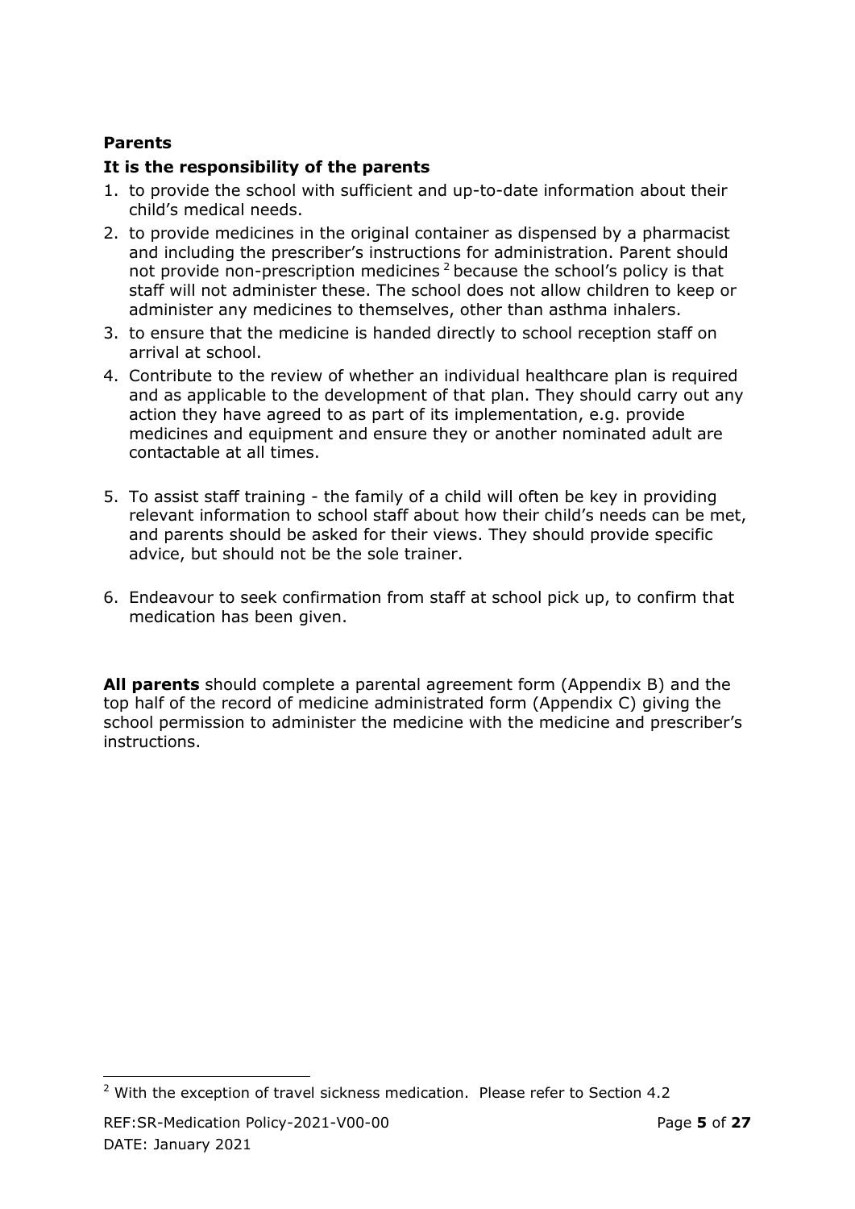**Parents**

**It is the responsibility of the parents**

1. to provide the school with sufficient and up-to-date information about their child's medical needs.
2. to provide medicines in the original container as dispensed by a pharmacist and including the prescriber's instructions for administration. Parent should not provide non-prescription medicines [2] because the school's policy is that staff will not administer these. The school does not allow children to keep or administer any medicines to themselves, other than asthma inhalers.
3. to ensure that the medicine is handed directly to school reception staff on arrival at school.
4. Contribute to the review of whether an individual healthcare plan is required and as applicable to the development of that plan. They should carry out any action they have agreed to as part of its implementation, e.g. provide medicines and equipment and ensure they or another nominated adult are contactable at all times.
5. To assist staff training - the family of a child will often be key in providing relevant information to school staff about how their child's needs can be met, and parents should be asked for their views. They should provide specific advice, but should not be the sole trainer.
6. Endeavour to seek confirmation from staff at school pick up, to confirm that medication has been given.

**All parents** should complete a parental agreement form (Appendix B) and the top half of the record of medicine administrated form (Appendix C) giving the school permission to administer the medicine with the medicine and prescriber's instructions.

---

[2] With the exception of travel sickness medication. Please refer to Section 4.2

REF:SR-Medication Policy-2021-V00-00

DATE: January 2021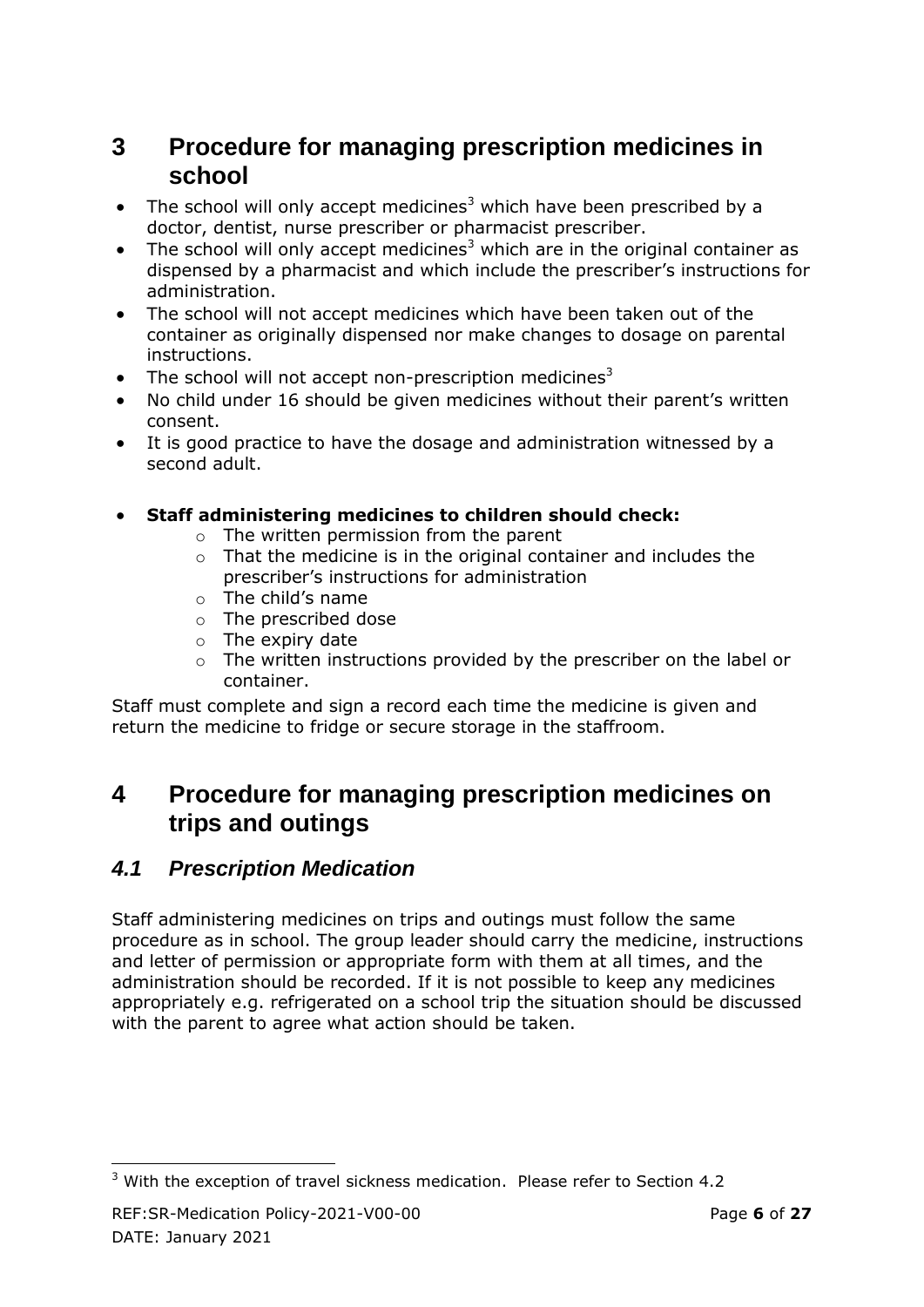## 3 Procedure for managing prescription medicines in school

- The school will only accept medicines[3] which have been prescribed by a doctor, dentist, nurse prescriber or pharmacist prescriber.
- The school will only accept medicines[3] which are in the original container as dispensed by a pharmacist and which include the prescriber's instructions for administration.
- The school will not accept medicines which have been taken out of the container as originally dispensed nor make changes to dosage on parental instructions.
- The school will not accept non-prescription medicines[3]
- No child under 16 should be given medicines without their parent's written consent.
- It is good practice to have the dosage and administration witnessed by a second adult.

- **Staff administering medicines to children should check:**
  - The written permission from the parent
  - That the medicine is in the original container and includes the prescriber's instructions for administration
  - The child's name
  - The prescribed dose
  - The expiry date
  - The written instructions provided by the prescriber on the label or container.

Staff must complete and sign a record each time the medicine is given and return the medicine to fridge or secure storage in the staffroom.

## 4 Procedure for managing prescription medicines on trips and outings

### *4.1 Prescription Medication*

Staff administering medicines on trips and outings must follow the same procedure as in school. The group leader should carry the medicine, instructions and letter of permission or appropriate form with them at all times, and the administration should be recorded. If it is not possible to keep any medicines appropriately e.g. refrigerated on a school trip the situation should be discussed with the parent to agree what action should be taken.

[3] With the exception of travel sickness medication. Please refer to Section 4.2

REF:SR-Medication Policy-2021-V00-00

DATE: January 2021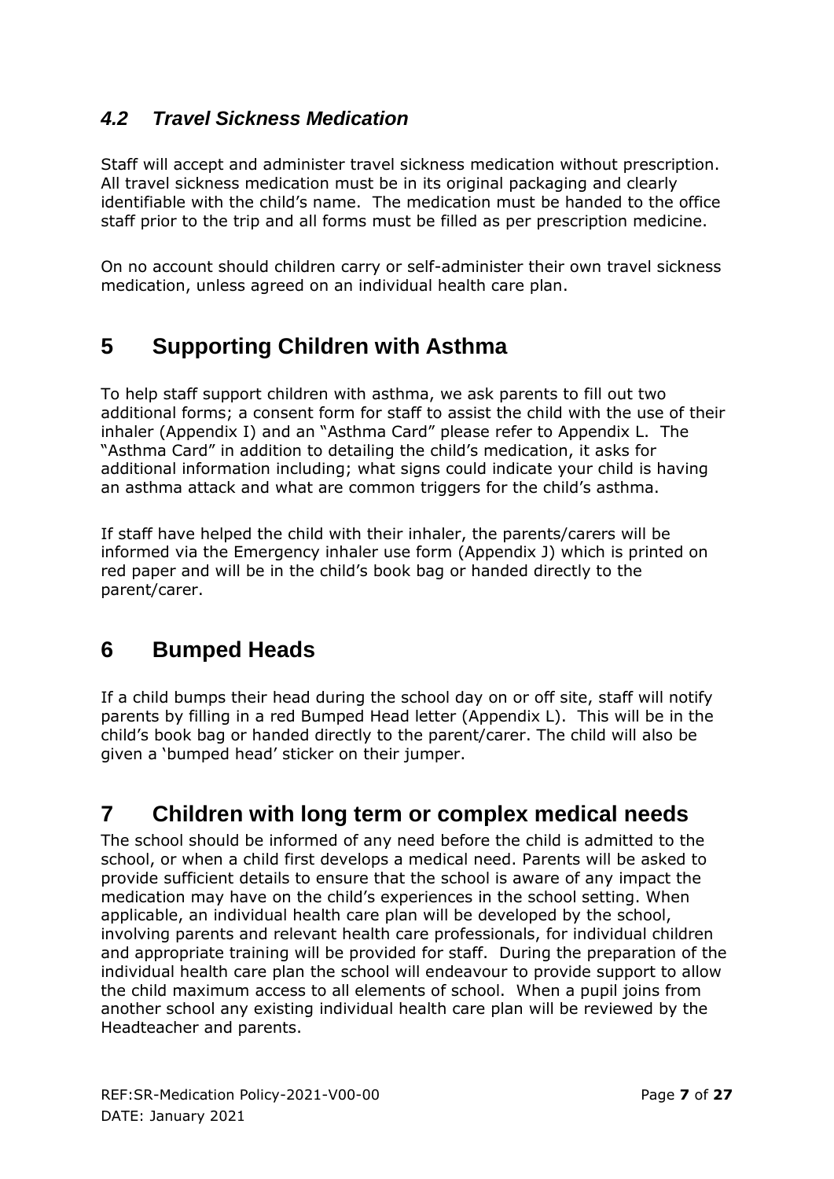### *4.2 Travel Sickness Medication*

Staff will accept and administer travel sickness medication without prescription. All travel sickness medication must be in its original packaging and clearly identifiable with the child's name. The medication must be handed to the office staff prior to the trip and all forms must be filled as per prescription medicine.

On no account should children carry or self-administer their own travel sickness medication, unless agreed on an individual health care plan.

## 5 Supporting Children with Asthma

To help staff support children with asthma, we ask parents to fill out two additional forms; a consent form for staff to assist the child with the use of their inhaler (Appendix I) and an "Asthma Card" please refer to Appendix L. The "Asthma Card" in addition to detailing the child's medication, it asks for additional information including; what signs could indicate your child is having an asthma attack and what are common triggers for the child's asthma.

If staff have helped the child with their inhaler, the parents/carers will be informed via the Emergency inhaler use form (Appendix J) which is printed on red paper and will be in the child's book bag or handed directly to the parent/carer.

## 6 Bumped Heads

If a child bumps their head during the school day on or off site, staff will notify parents by filling in a red Bumped Head letter (Appendix L). This will be in the child's book bag or handed directly to the parent/carer. The child will also be given a 'bumped head' sticker on their jumper.

## 7 Children with long term or complex medical needs

The school should be informed of any need before the child is admitted to the school, or when a child first develops a medical need. Parents will be asked to provide sufficient details to ensure that the school is aware of any impact the medication may have on the child's experiences in the school setting. When applicable, an individual health care plan will be developed by the school, involving parents and relevant health care professionals, for individual children and appropriate training will be provided for staff. During the preparation of the individual health care plan the school will endeavour to provide support to allow the child maximum access to all elements of school. When a pupil joins from another school any existing individual health care plan will be reviewed by the Headteacher and parents.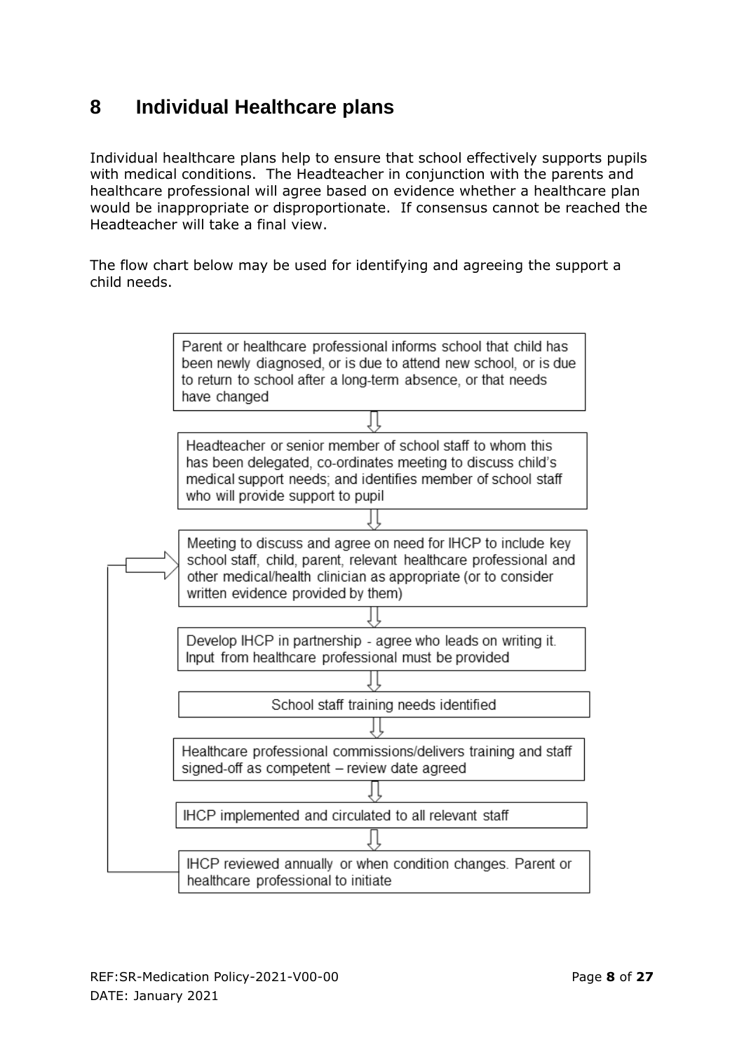## 8 Individual Healthcare plans

Individual healthcare plans help to ensure that school effectively supports pupils with medical conditions. The Headteacher in conjunction with the parents and healthcare professional will agree based on evidence whether a healthcare plan would be inappropriate or disproportionate. If consensus cannot be reached the Headteacher will take a final view.

The flow chart below may be used for identifying and agreeing the support a child needs.

1. Parent or healthcare professional informs school that child has been newly diagnosed, or is due to attend new school, or is due to return to school after a long-term absence, or that needs have changed
2. Headteacher or senior member of school staff to whom this has been delegated, co-ordinates meeting to discuss child's medical support needs; and identifies member of school staff who will provide support to pupil
3. Meeting to discuss and agree on need for IHCP to include key school staff, child, parent, relevant healthcare professional and other medical/health clinician as appropriate (or to consider written evidence provided by them)
4. Develop IHCP in partnership - agree who leads on writing it. Input from healthcare professional must be provided
5. School staff training needs identified
6. Healthcare professional commissions/delivers training and staff signed-off as competent – review date agreed
7. IHCP implemented and circulated to all relevant staff
8. IHCP reviewed annually or when condition changes. Parent or healthcare professional to initiate (returns to step 3)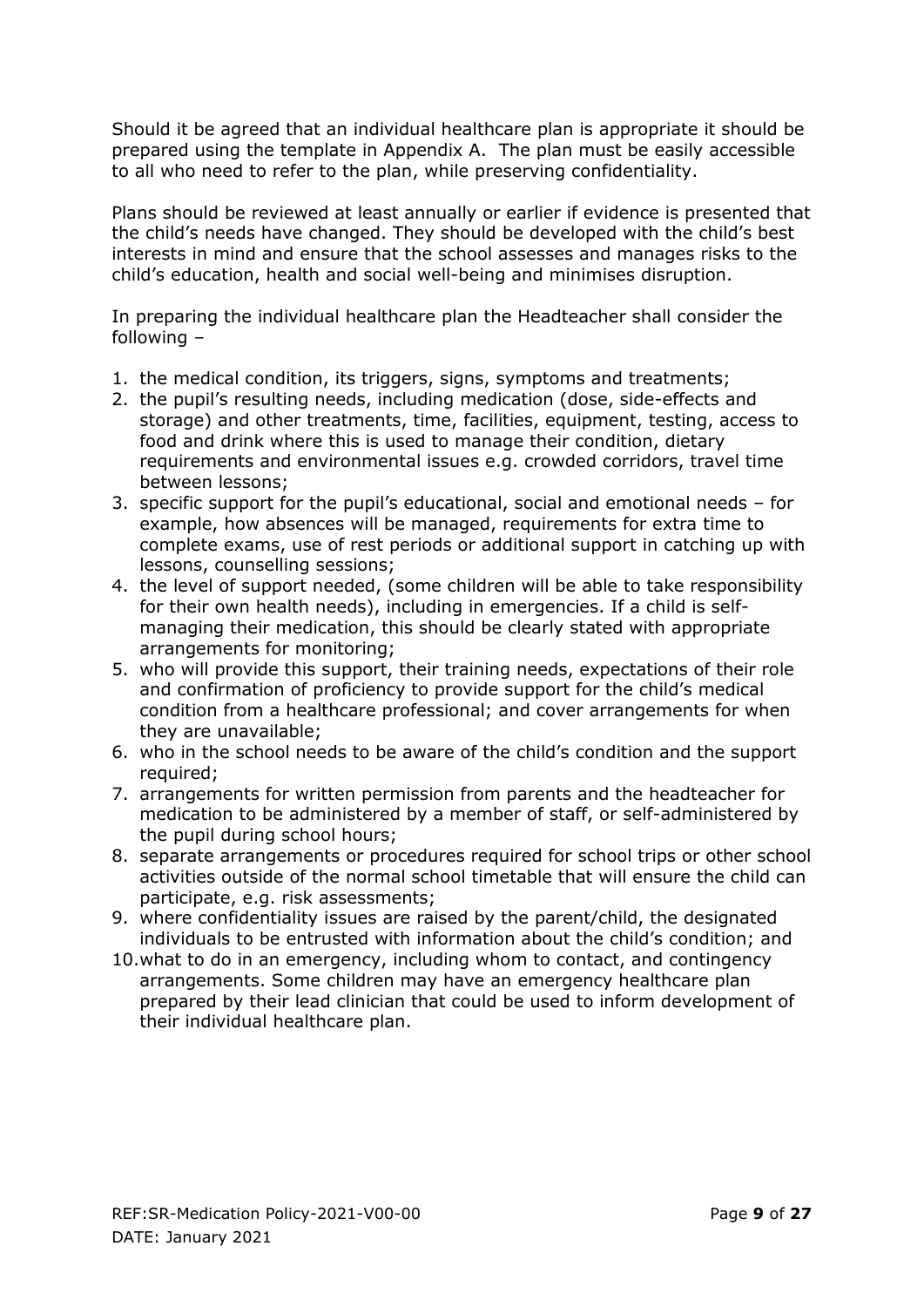Should it be agreed that an individual healthcare plan is appropriate it should be prepared using the template in Appendix A. The plan must be easily accessible to all who need to refer to the plan, while preserving confidentiality.

Plans should be reviewed at least annually or earlier if evidence is presented that the child's needs have changed. They should be developed with the child's best interests in mind and ensure that the school assesses and manages risks to the child's education, health and social well-being and minimises disruption.

In preparing the individual healthcare plan the Headteacher shall consider the following –

1. the medical condition, its triggers, signs, symptoms and treatments;
2. the pupil's resulting needs, including medication (dose, side-effects and storage) and other treatments, time, facilities, equipment, testing, access to food and drink where this is used to manage their condition, dietary requirements and environmental issues e.g. crowded corridors, travel time between lessons;
3. specific support for the pupil's educational, social and emotional needs – for example, how absences will be managed, requirements for extra time to complete exams, use of rest periods or additional support in catching up with lessons, counselling sessions;
4. the level of support needed, (some children will be able to take responsibility for their own health needs), including in emergencies. If a child is self-managing their medication, this should be clearly stated with appropriate arrangements for monitoring;
5. who will provide this support, their training needs, expectations of their role and confirmation of proficiency to provide support for the child's medical condition from a healthcare professional; and cover arrangements for when they are unavailable;
6. who in the school needs to be aware of the child's condition and the support required;
7. arrangements for written permission from parents and the headteacher for medication to be administered by a member of staff, or self-administered by the pupil during school hours;
8. separate arrangements or procedures required for school trips or other school activities outside of the normal school timetable that will ensure the child can participate, e.g. risk assessments;
9. where confidentiality issues are raised by the parent/child, the designated individuals to be entrusted with information about the child's condition; and
10. what to do in an emergency, including whom to contact, and contingency arrangements. Some children may have an emergency healthcare plan prepared by their lead clinician that could be used to inform development of their individual healthcare plan.

REF:SR-Medication Policy-2021-V00-00
DATE: January 2021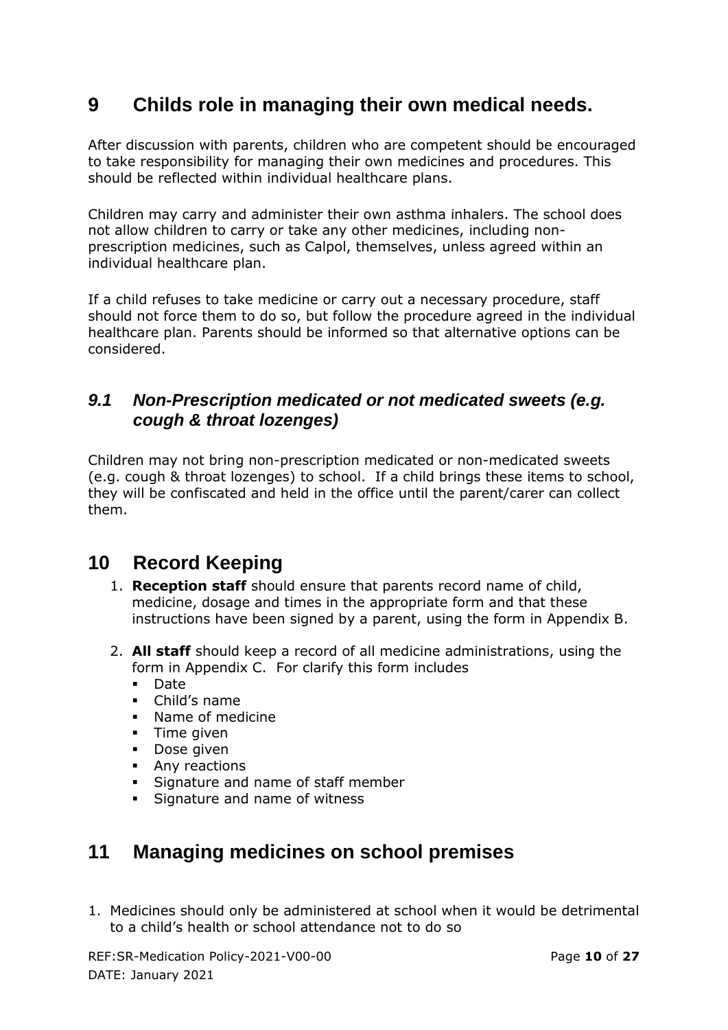## 9 Childs role in managing their own medical needs.

After discussion with parents, children who are competent should be encouraged to take responsibility for managing their own medicines and procedures. This should be reflected within individual healthcare plans.

Children may carry and administer their own asthma inhalers. The school does not allow children to carry or take any other medicines, including non-prescription medicines, such as Calpol, themselves, unless agreed within an individual healthcare plan.

If a child refuses to take medicine or carry out a necessary procedure, staff should not force them to do so, but follow the procedure agreed in the individual healthcare plan. Parents should be informed so that alternative options can be considered.

### *9.1 Non-Prescription medicated or not medicated sweets (e.g. cough & throat lozenges)*

Children may not bring non-prescription medicated or non-medicated sweets (e.g. cough & throat lozenges) to school. If a child brings these items to school, they will be confiscated and held in the office until the parent/carer can collect them.

## 10 Record Keeping

1. **Reception staff** should ensure that parents record name of child, medicine, dosage and times in the appropriate form and that these instructions have been signed by a parent, using the form in Appendix B.
2. **All staff** should keep a record of all medicine administrations, using the form in Appendix C. For clarify this form includes
   - Date
   - Child's name
   - Name of medicine
   - Time given
   - Dose given
   - Any reactions
   - Signature and name of staff member
   - Signature and name of witness

## 11 Managing medicines on school premises

1. Medicines should only be administered at school when it would be detrimental to a child's health or school attendance not to do so

REF:SR-Medication Policy-2021-V00-00
DATE: January 2021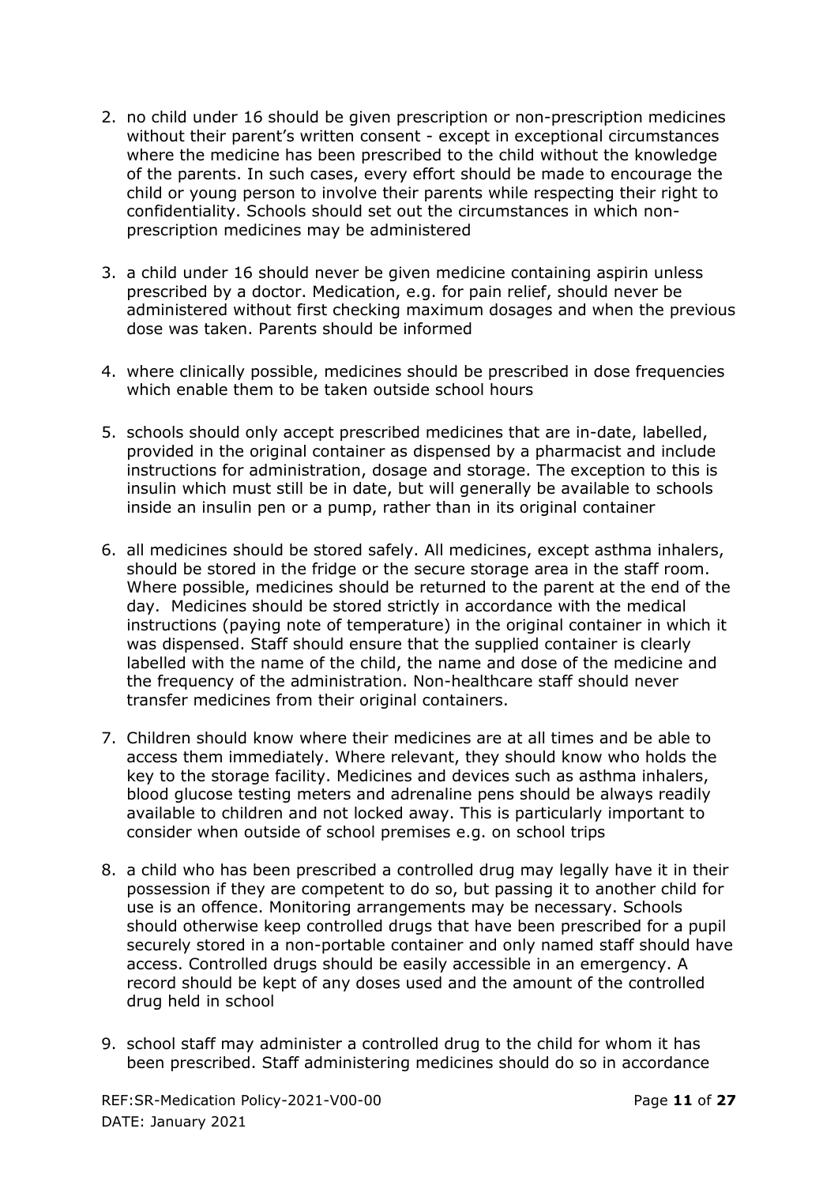2. no child under 16 should be given prescription or non-prescription medicines without their parent's written consent - except in exceptional circumstances where the medicine has been prescribed to the child without the knowledge of the parents. In such cases, every effort should be made to encourage the child or young person to involve their parents while respecting their right to confidentiality. Schools should set out the circumstances in which non-prescription medicines may be administered

3. a child under 16 should never be given medicine containing aspirin unless prescribed by a doctor. Medication, e.g. for pain relief, should never be administered without first checking maximum dosages and when the previous dose was taken. Parents should be informed

4. where clinically possible, medicines should be prescribed in dose frequencies which enable them to be taken outside school hours

5. schools should only accept prescribed medicines that are in-date, labelled, provided in the original container as dispensed by a pharmacist and include instructions for administration, dosage and storage. The exception to this is insulin which must still be in date, but will generally be available to schools inside an insulin pen or a pump, rather than in its original container

6. all medicines should be stored safely. All medicines, except asthma inhalers, should be stored in the fridge or the secure storage area in the staff room. Where possible, medicines should be returned to the parent at the end of the day. Medicines should be stored strictly in accordance with the medical instructions (paying note of temperature) in the original container in which it was dispensed. Staff should ensure that the supplied container is clearly labelled with the name of the child, the name and dose of the medicine and the frequency of the administration. Non-healthcare staff should never transfer medicines from their original containers.

7. Children should know where their medicines are at all times and be able to access them immediately. Where relevant, they should know who holds the key to the storage facility. Medicines and devices such as asthma inhalers, blood glucose testing meters and adrenaline pens should be always readily available to children and not locked away. This is particularly important to consider when outside of school premises e.g. on school trips

8. a child who has been prescribed a controlled drug may legally have it in their possession if they are competent to do so, but passing it to another child for use is an offence. Monitoring arrangements may be necessary. Schools should otherwise keep controlled drugs that have been prescribed for a pupil securely stored in a non-portable container and only named staff should have access. Controlled drugs should be easily accessible in an emergency. A record should be kept of any doses used and the amount of the controlled drug held in school

9. school staff may administer a controlled drug to the child for whom it has been prescribed. Staff administering medicines should do so in accordance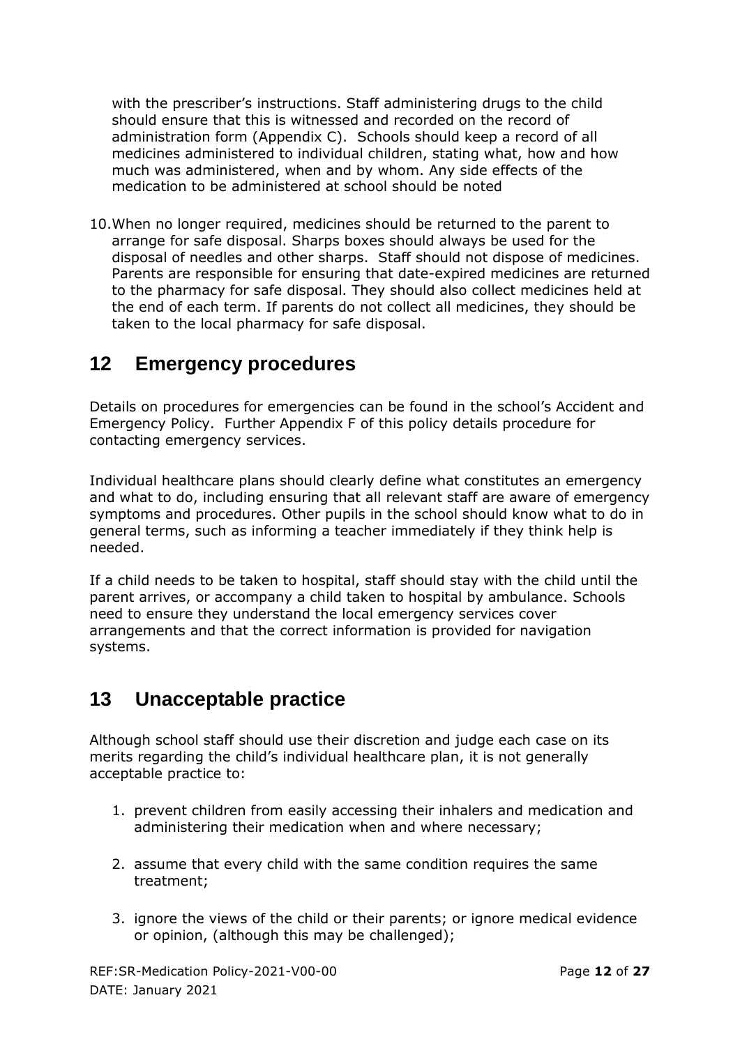with the prescriber's instructions. Staff administering drugs to the child should ensure that this is witnessed and recorded on the record of administration form (Appendix C). Schools should keep a record of all medicines administered to individual children, stating what, how and how much was administered, when and by whom. Any side effects of the medication to be administered at school should be noted

10. When no longer required, medicines should be returned to the parent to arrange for safe disposal. Sharps boxes should always be used for the disposal of needles and other sharps. Staff should not dispose of medicines. Parents are responsible for ensuring that date-expired medicines are returned to the pharmacy for safe disposal. They should also collect medicines held at the end of each term. If parents do not collect all medicines, they should be taken to the local pharmacy for safe disposal.

## 12 Emergency procedures

Details on procedures for emergencies can be found in the school's Accident and Emergency Policy. Further Appendix F of this policy details procedure for contacting emergency services.

Individual healthcare plans should clearly define what constitutes an emergency and what to do, including ensuring that all relevant staff are aware of emergency symptoms and procedures. Other pupils in the school should know what to do in general terms, such as informing a teacher immediately if they think help is needed.

If a child needs to be taken to hospital, staff should stay with the child until the parent arrives, or accompany a child taken to hospital by ambulance. Schools need to ensure they understand the local emergency services cover arrangements and that the correct information is provided for navigation systems.

## 13 Unacceptable practice

Although school staff should use their discretion and judge each case on its merits regarding the child's individual healthcare plan, it is not generally acceptable practice to:

1. prevent children from easily accessing their inhalers and medication and administering their medication when and where necessary;

2. assume that every child with the same condition requires the same treatment;

3. ignore the views of the child or their parents; or ignore medical evidence or opinion, (although this may be challenged);

REF:SR-Medication Policy-2021-V00-00
DATE: January 2021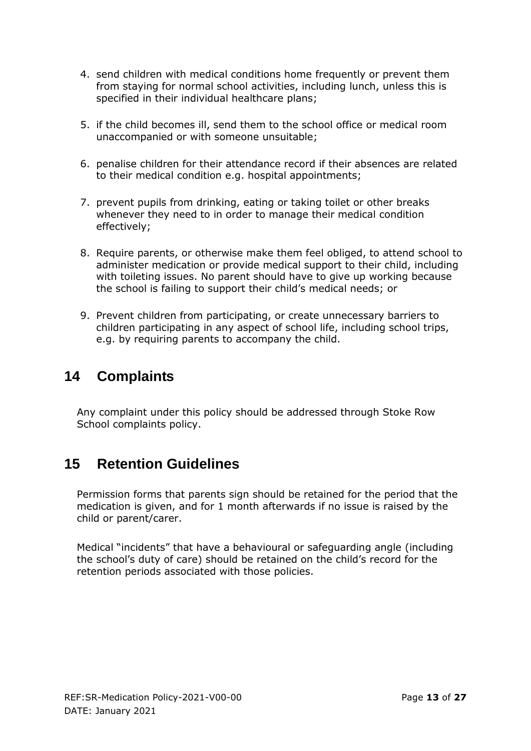4. send children with medical conditions home frequently or prevent them from staying for normal school activities, including lunch, unless this is specified in their individual healthcare plans;

5. if the child becomes ill, send them to the school office or medical room unaccompanied or with someone unsuitable;

6. penalise children for their attendance record if their absences are related to their medical condition e.g. hospital appointments;

7. prevent pupils from drinking, eating or taking toilet or other breaks whenever they need to in order to manage their medical condition effectively;

8. Require parents, or otherwise make them feel obliged, to attend school to administer medication or provide medical support to their child, including with toileting issues. No parent should have to give up working because the school is failing to support their child's medical needs; or

9. Prevent children from participating, or create unnecessary barriers to children participating in any aspect of school life, including school trips, e.g. by requiring parents to accompany the child.

## 14 Complaints

Any complaint under this policy should be addressed through Stoke Row School complaints policy.

## 15 Retention Guidelines

Permission forms that parents sign should be retained for the period that the medication is given, and for 1 month afterwards if no issue is raised by the child or parent/carer.

Medical "incidents" that have a behavioural or safeguarding angle (including the school's duty of care) should be retained on the child's record for the retention periods associated with those policies.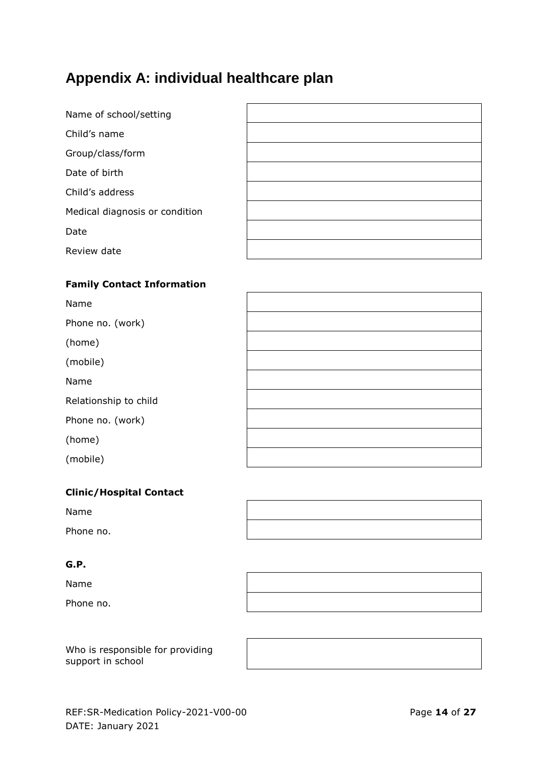# Appendix A: individual healthcare plan

| | |
|---|---|
| Name of school/setting | |
| Child's name | |
| Group/class/form | |
| Date of birth | |
| Child's address | |
| Medical diagnosis or condition | |
| Date | |
| Review date | |

**Family Contact Information**

| | |
|---|---|
| Name | |
| Phone no. (work) | |
| (home) | |
| (mobile) | |
| Name | |
| Relationship to child | |
| Phone no. (work) | |
| (home) | |
| (mobile) | |

**Clinic/Hospital Contact**

| | |
|---|---|
| Name | |
| Phone no. | |

**G.P.**

| | |
|---|---|
| Name | |
| Phone no. | |

| | |
|---|---|
| Who is responsible for providing support in school | |

REF:SR-Medication Policy-2021-V00-00
DATE: January 2021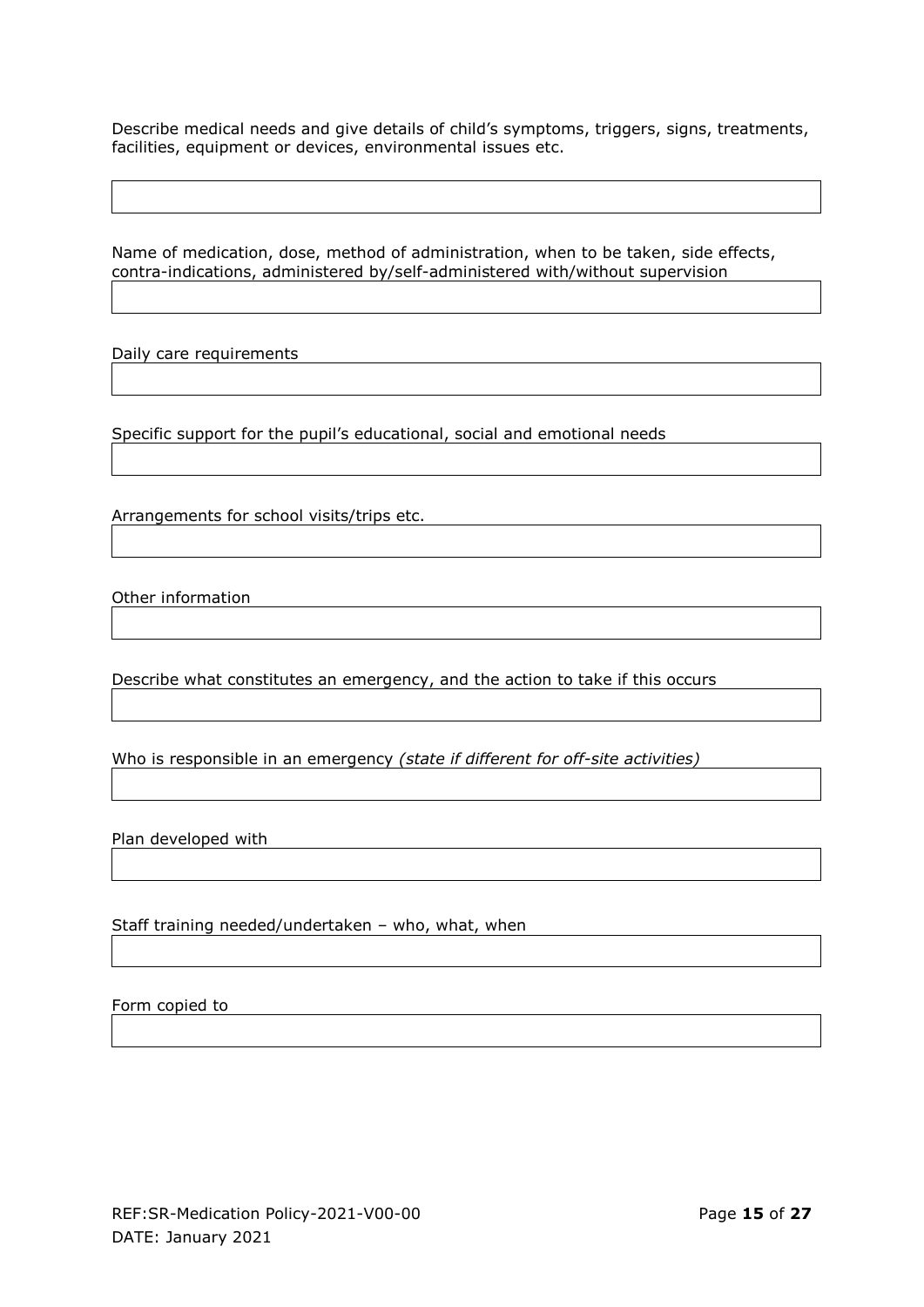Describe medical needs and give details of child's symptoms, triggers, signs, treatments, facilities, equipment or devices, environmental issues etc.

| |
|---|
| |

Name of medication, dose, method of administration, when to be taken, side effects, contra-indications, administered by/self-administered with/without supervision

| |
|---|
| |

Daily care requirements

| |
|---|
| |

Specific support for the pupil's educational, social and emotional needs

| |
|---|
| |

Arrangements for school visits/trips etc.

| |
|---|
| |

Other information

| |
|---|
| |

Describe what constitutes an emergency, and the action to take if this occurs

| |
|---|
| |

Who is responsible in an emergency *(state if different for off-site activities)*

| |
|---|
| |

Plan developed with

| |
|---|
| |

Staff training needed/undertaken – who, what, when

| |
|---|
| |

Form copied to

| |
|---|
| |

REF:SR-Medication Policy-2021-V00-00

DATE: January 2021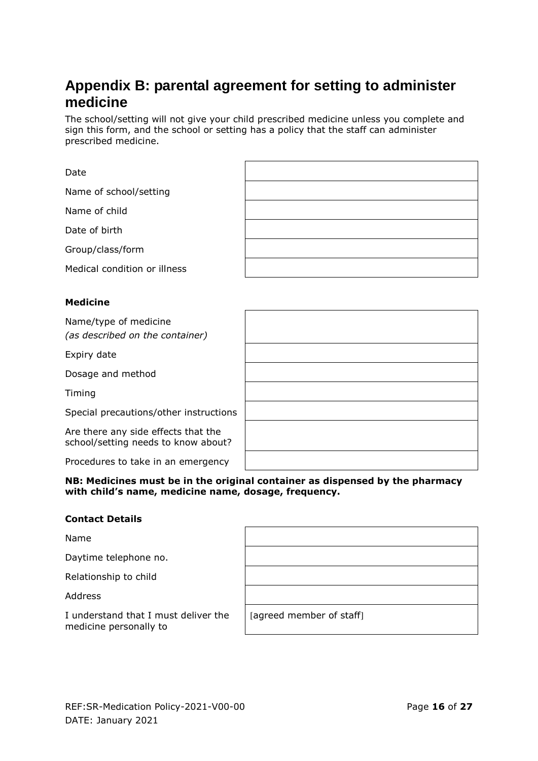# Appendix B: parental agreement for setting to administer medicine

The school/setting will not give your child prescribed medicine unless you complete and sign this form, and the school or setting has a policy that the staff can administer prescribed medicine.

| | |
|---|---|
| Date | |
| Name of school/setting | |
| Name of child | |
| Date of birth | |
| Group/class/form | |
| Medical condition or illness | |

**Medicine**

| | |
|---|---|
| Name/type of medicine *(as described on the container)* | |
| Expiry date | |
| Dosage and method | |
| Timing | |
| Special precautions/other instructions | |
| Are there any side effects that the school/setting needs to know about? | |
| Procedures to take in an emergency | |

**NB: Medicines must be in the original container as dispensed by the pharmacy with child's name, medicine name, dosage, frequency.**

**Contact Details**

| | |
|---|---|
| Name | |
| Daytime telephone no. | |
| Relationship to child | |
| Address | |
| I understand that I must deliver the medicine personally to | [agreed member of staff] |

REF:SR-Medication Policy-2021-V00-00
DATE: January 2021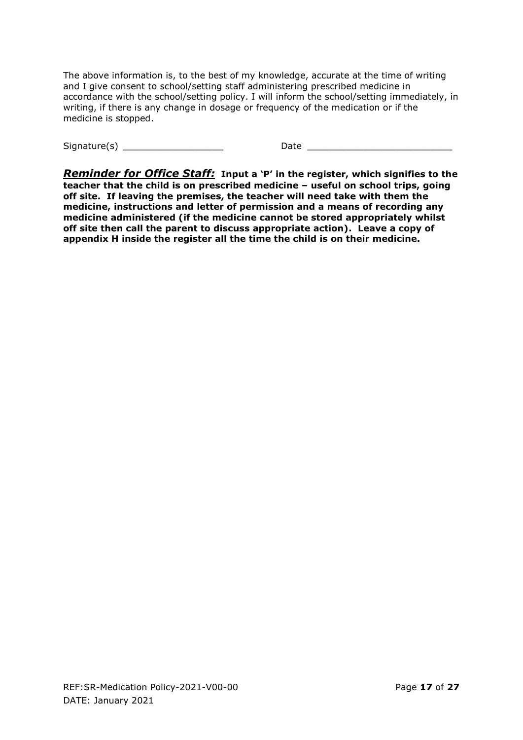The above information is, to the best of my knowledge, accurate at the time of writing and I give consent to school/setting staff administering prescribed medicine in accordance with the school/setting policy. I will inform the school/setting immediately, in writing, if there is any change in dosage or frequency of the medication or if the medicine is stopped.

Signature(s) __________________ Date __________________________

***Reminder for Office Staff:*** **Input a 'P' in the register, which signifies to the teacher that the child is on prescribed medicine – useful on school trips, going off site. If leaving the premises, the teacher will need take with them the medicine, instructions and letter of permission and a means of recording any medicine administered (if the medicine cannot be stored appropriately whilst off site then call the parent to discuss appropriate action). Leave a copy of appendix H inside the register all the time the child is on their medicine.**

REF:SR-Medication Policy-2021-V00-00
DATE: January 2021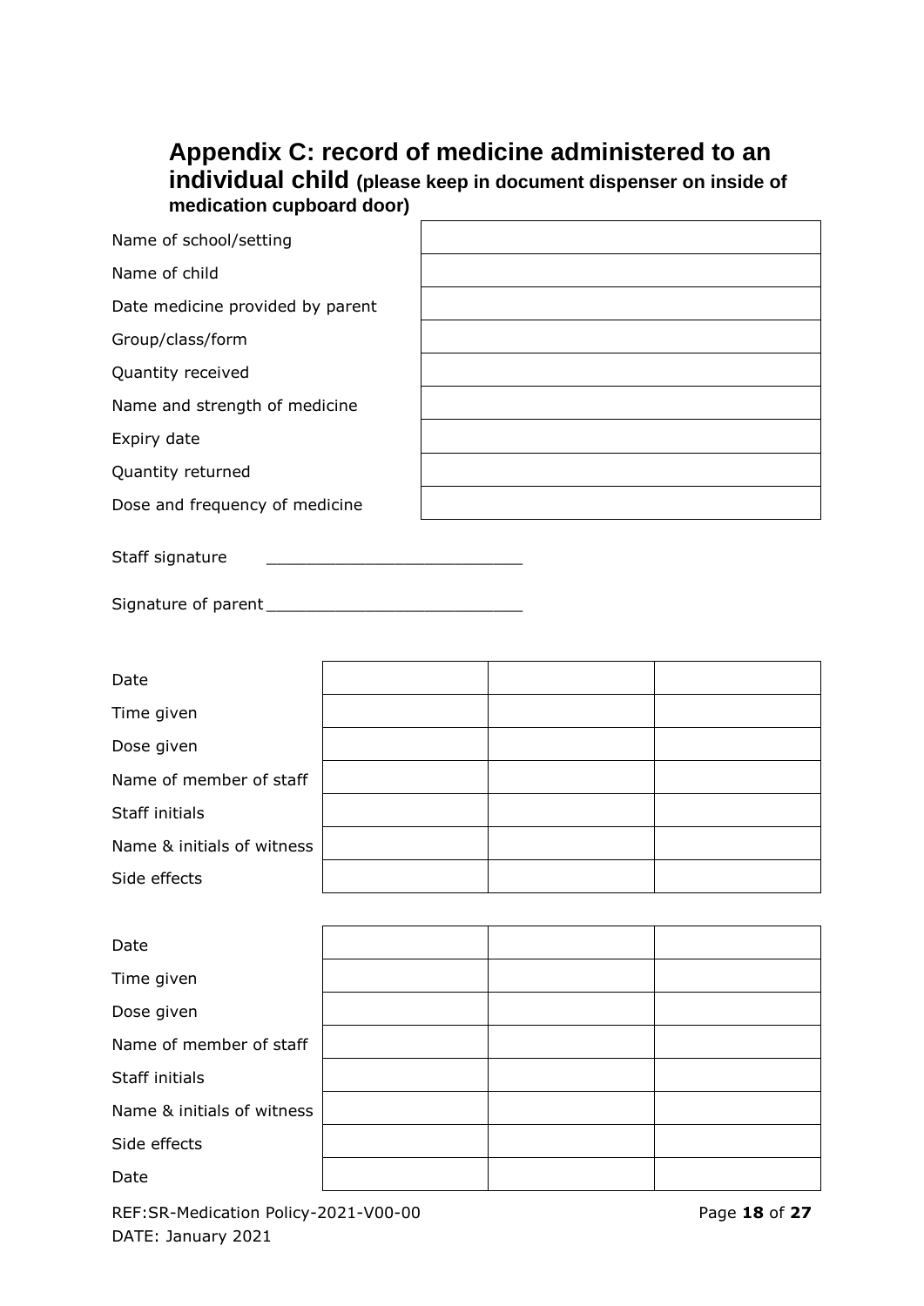## Appendix C: record of medicine administered to an individual child (please keep in document dispenser on inside of medication cupboard door)

| | |
|---|---|
| Name of school/setting | |
| Name of child | |
| Date medicine provided by parent | |
| Group/class/form | |
| Quantity received | |
| Name and strength of medicine | |
| Expiry date | |
| Quantity returned | |
| Dose and frequency of medicine | |

Staff signature ___________________________

Signature of parent ___________________________

| | | | |
|---|---|---|---|
| Date | | | |
| Time given | | | |
| Dose given | | | |
| Name of member of staff | | | |
| Staff initials | | | |
| Name & initials of witness | | | |
| Side effects | | | |

| | | | |
|---|---|---|---|
| Date | | | |
| Time given | | | |
| Dose given | | | |
| Name of member of staff | | | |
| Staff initials | | | |
| Name & initials of witness | | | |
| Side effects | | | |
| Date | | | |

REF:SR-Medication Policy-2021-V00-00
DATE: January 2021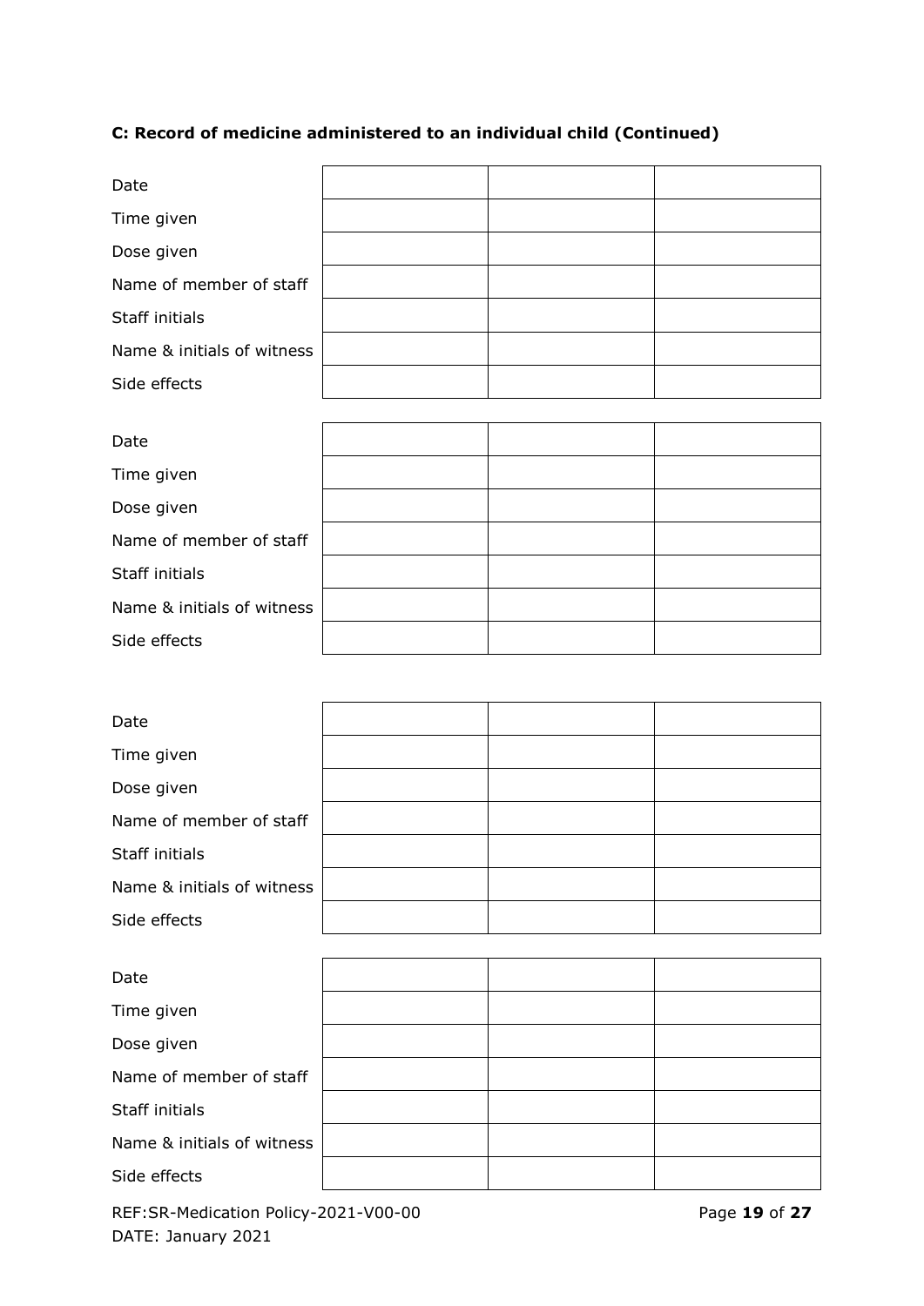**C: Record of medicine administered to an individual child (Continued)**

| Date | | | |
|---|---|---|---|
| Time given | | | |
| Dose given | | | |
| Name of member of staff | | | |
| Staff initials | | | |
| Name & initials of witness | | | |
| Side effects | | | |

| Date | | | |
|---|---|---|---|
| Time given | | | |
| Dose given | | | |
| Name of member of staff | | | |
| Staff initials | | | |
| Name & initials of witness | | | |
| Side effects | | | |

| Date | | | |
|---|---|---|---|
| Time given | | | |
| Dose given | | | |
| Name of member of staff | | | |
| Staff initials | | | |
| Name & initials of witness | | | |
| Side effects | | | |

| Date | | | |
|---|---|---|---|
| Time given | | | |
| Dose given | | | |
| Name of member of staff | | | |
| Staff initials | | | |
| Name & initials of witness | | | |
| Side effects | | | |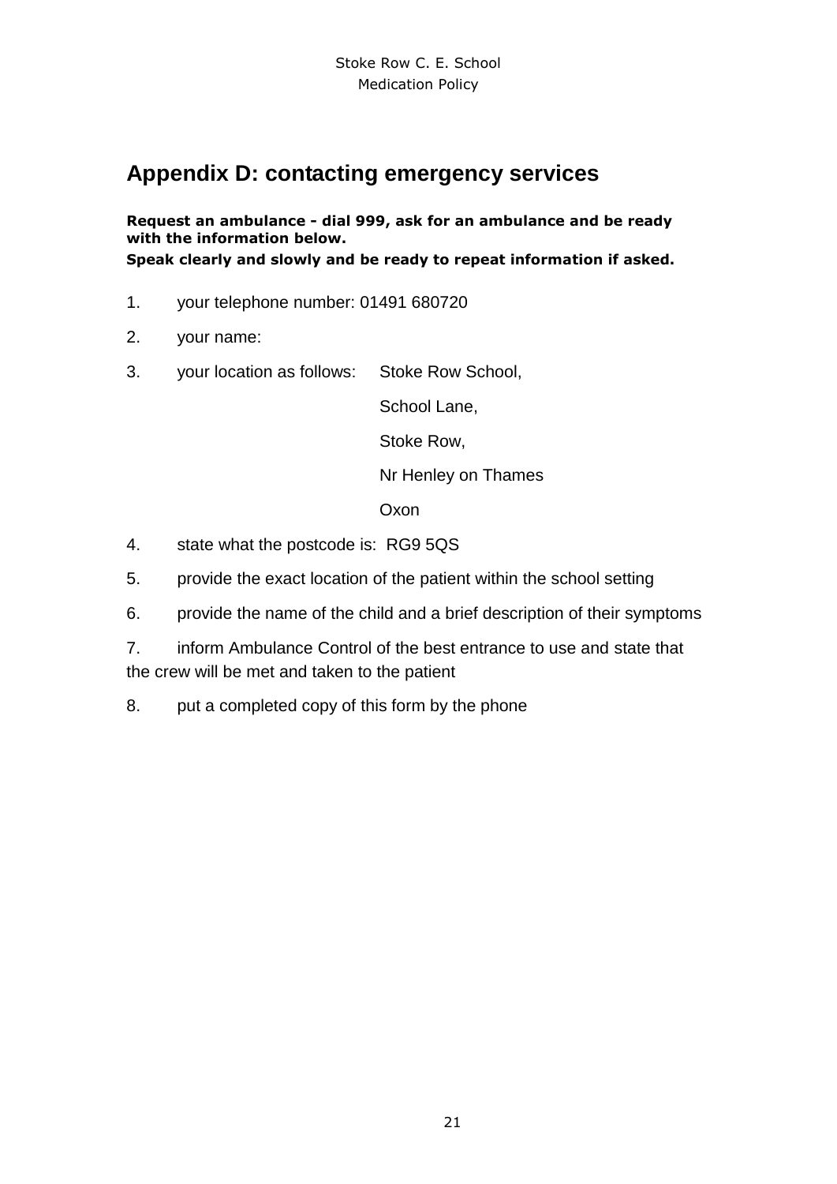# Appendix D: contacting emergency services

**Request an ambulance - dial 999, ask for an ambulance and be ready with the information below.**
**Speak clearly and slowly and be ready to repeat information if asked.**

1. your telephone number: 01491 680720
2. your name:
3. your location as follows: Stoke Row School,
   School Lane,
   Stoke Row,
   Nr Henley on Thames
   Oxon
4. state what the postcode is: RG9 5QS
5. provide the exact location of the patient within the school setting
6. provide the name of the child and a brief description of their symptoms
7. inform Ambulance Control of the best entrance to use and state that the crew will be met and taken to the patient
8. put a completed copy of this form by the phone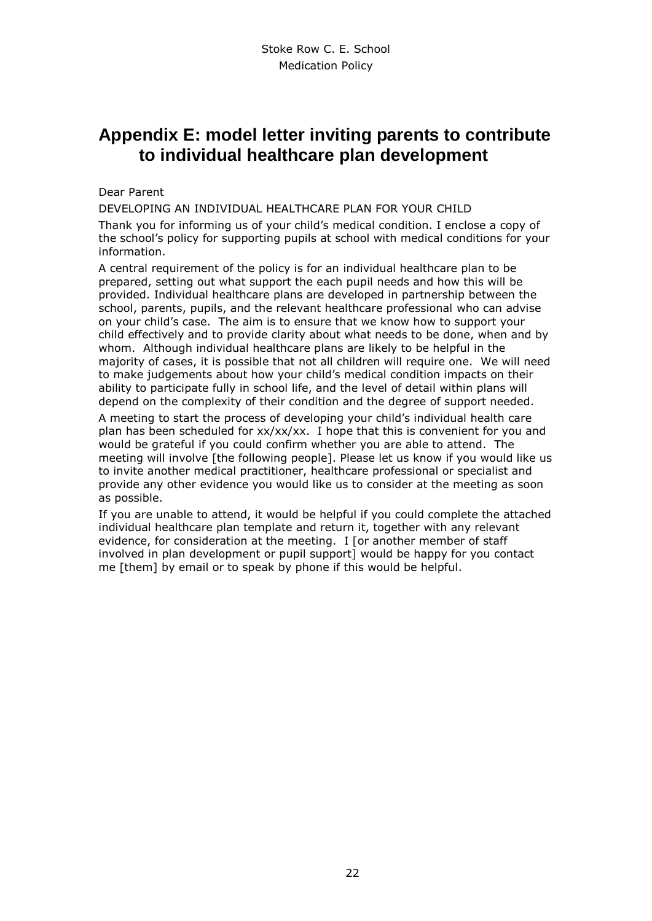# Appendix E: model letter inviting parents to contribute to individual healthcare plan development

Dear Parent

DEVELOPING AN INDIVIDUAL HEALTHCARE PLAN FOR YOUR CHILD

Thank you for informing us of your child's medical condition. I enclose a copy of the school's policy for supporting pupils at school with medical conditions for your information.

A central requirement of the policy is for an individual healthcare plan to be prepared, setting out what support the each pupil needs and how this will be provided. Individual healthcare plans are developed in partnership between the school, parents, pupils, and the relevant healthcare professional who can advise on your child's case. The aim is to ensure that we know how to support your child effectively and to provide clarity about what needs to be done, when and by whom. Although individual healthcare plans are likely to be helpful in the majority of cases, it is possible that not all children will require one. We will need to make judgements about how your child's medical condition impacts on their ability to participate fully in school life, and the level of detail within plans will depend on the complexity of their condition and the degree of support needed.

A meeting to start the process of developing your child's individual health care plan has been scheduled for xx/xx/xx. I hope that this is convenient for you and would be grateful if you could confirm whether you are able to attend. The meeting will involve [the following people]. Please let us know if you would like us to invite another medical practitioner, healthcare professional or specialist and provide any other evidence you would like us to consider at the meeting as soon as possible.

If you are unable to attend, it would be helpful if you could complete the attached individual healthcare plan template and return it, together with any relevant evidence, for consideration at the meeting. I [or another member of staff involved in plan development or pupil support] would be happy for you contact me [them] by email or to speak by phone if this would be helpful.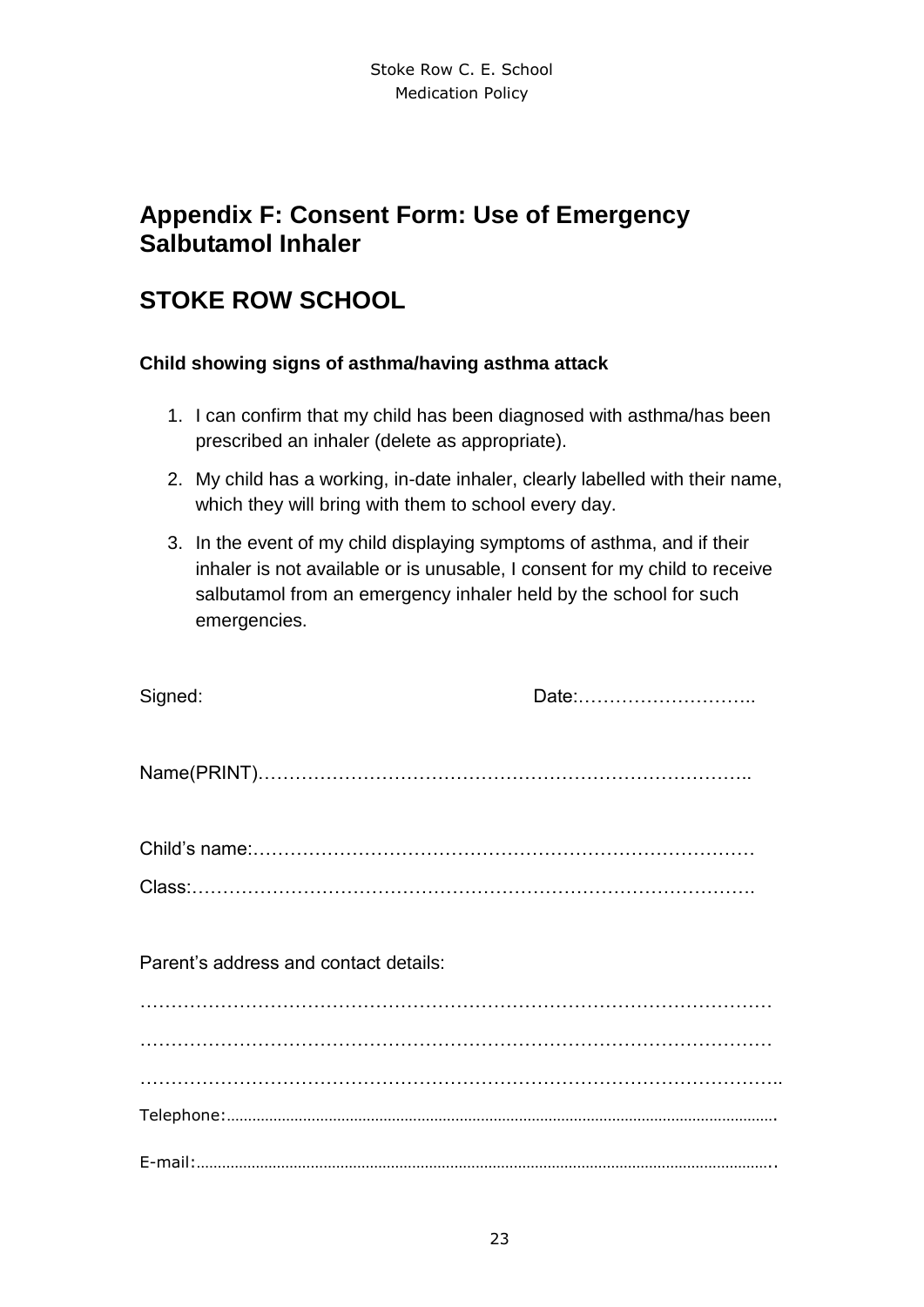# Appendix F: Consent Form: Use of Emergency Salbutamol Inhaler

# STOKE ROW SCHOOL

**Child showing signs of asthma/having asthma attack**

1. I can confirm that my child has been diagnosed with asthma/has been prescribed an inhaler (delete as appropriate).
2. My child has a working, in-date inhaler, clearly labelled with their name, which they will bring with them to school every day.
3. In the event of my child displaying symptoms of asthma, and if their inhaler is not available or is unusable, I consent for my child to receive salbutamol from an emergency inhaler held by the school for such emergencies.

Signed: Date:………………………..

Name(PRINT)……………………………………………………………………..

Child's name:………………………………………………………………………

Class:……………………………………………………………………………….

Parent's address and contact details:

…………………………………………………………………………………………

…………………………………………………………………………………………

…………………………………………………………………………………………..

Telephone:…………………………………………………………………………………………………………………….

E-mail:…………………………………………………………………………………………………………………………..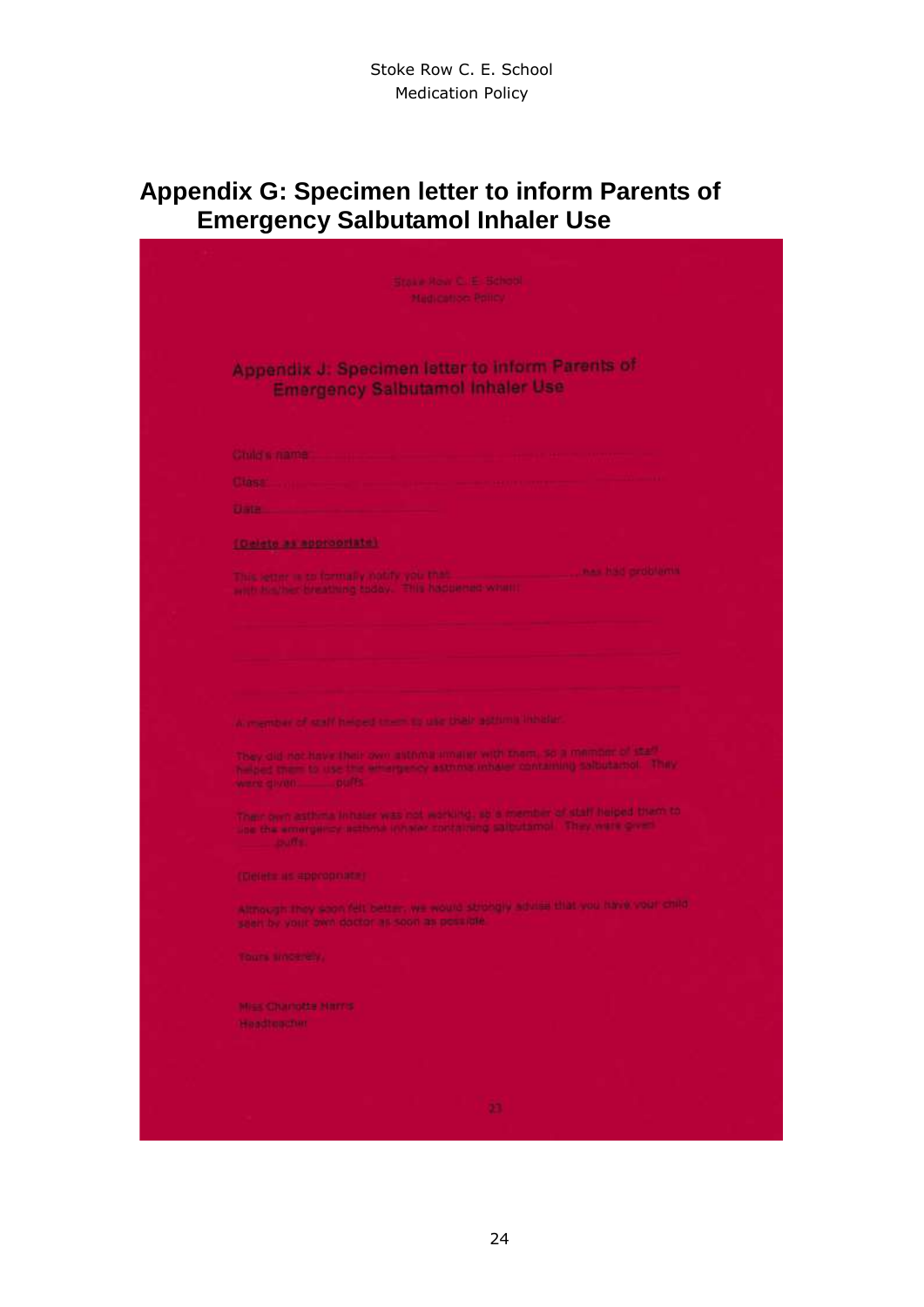# Appendix G: Specimen letter to inform Parents of Emergency Salbutamol Inhaler Use

Stoke Row C. E. School
Medication Policy

## Appendix J: Specimen letter to inform Parents of Emergency Salbutamol Inhaler Use

Child's name: ......................................................................................

Class: ......................................................................................

Date: .......................................

**(Delete as appropriate)**

This letter is to formally notify you that .............................. has had problems with his/her breathing today. This happened when:

..........................................................................................................

..........................................................................................................

..........................................................................................................

A member of staff helped them to use their asthma inhaler.

They did not have their own asthma inhaler with them, so a member of staff helped them to use the emergency asthma inhaler containing salbutamol. They were given.......... puffs.

Their own asthma inhaler was not working, so a member of staff helped them to use the emergency asthma inhaler containing salbutamol. They were given .......... puffs.

(Delete as appropriate)

Although they soon felt better, we would strongly advise that you have your child seen by your own doctor as soon as possible.

Yours sincerely,

Miss Charlotte Harris
Headteacher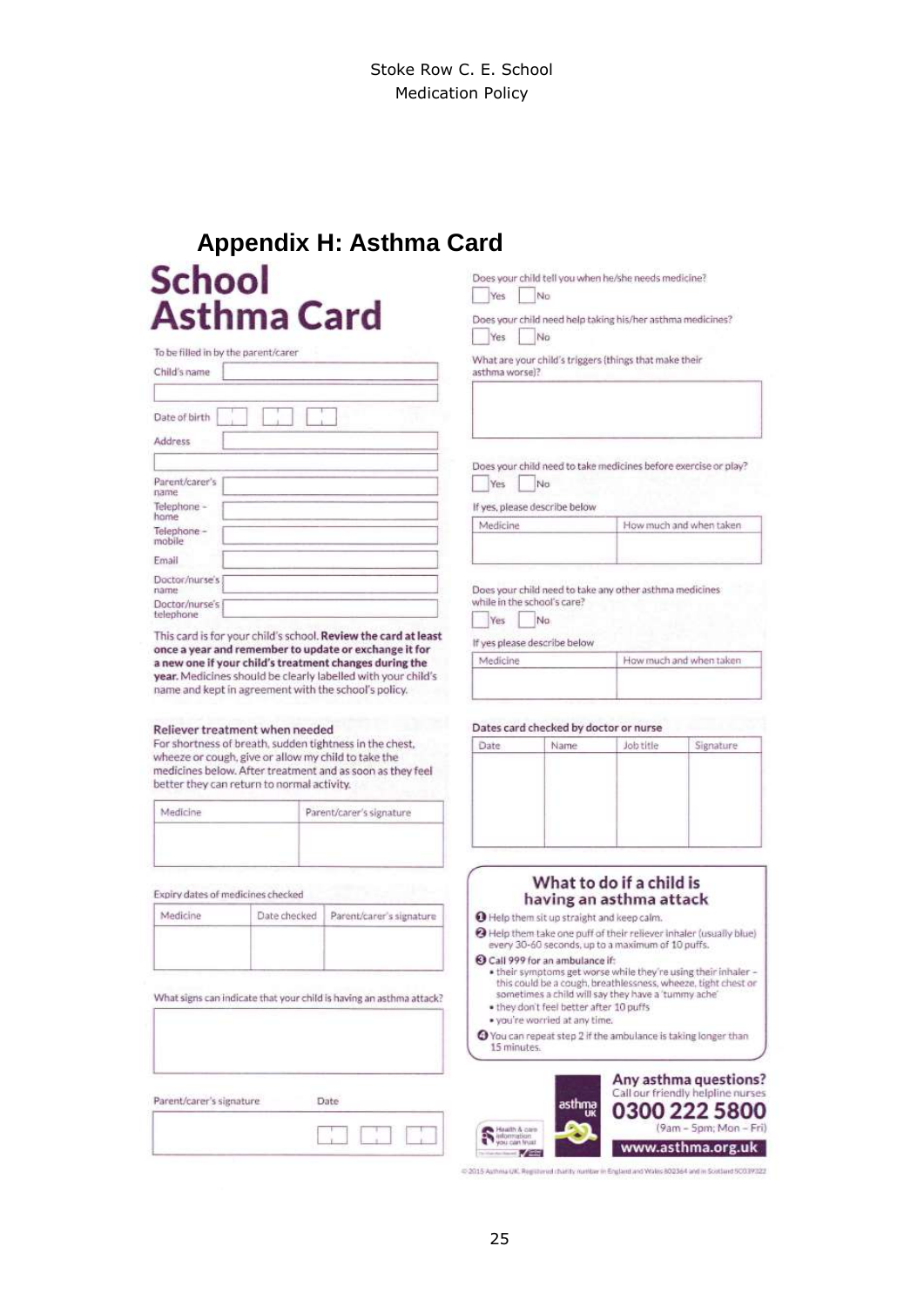## Appendix H: Asthma Card

# School Asthma Card

To be filled in by the parent/carer

Child's name

Date of birth

Address

Parent/carer's name

Telephone - home

Telephone - mobile

Email

Doctor/nurse's name

Doctor/nurse's telephone

This card is for your child's school. **Review the card at least once a year and remember to update or exchange it for a new one if your child's treatment changes during the year.** Medicines should be clearly labelled with your child's name and kept in agreement with the school's policy.

### Reliever treatment when needed

For shortness of breath, sudden tightness in the chest, wheeze or cough, give or allow my child to take the medicines below. After treatment and as soon as they feel better they can return to normal activity.

| Medicine | Parent/carer's signature |
|---|---|
| | |

Expiry dates of medicines checked

| Medicine | Date checked | Parent/carer's signature |
|---|---|---|
| | | |

What signs can indicate that your child is having an asthma attack?

Parent/carer's signature    Date

Does your child tell you when he/she needs medicine?

Yes  No

Does your child need help taking his/her asthma medicines?

Yes  No

What are your child's triggers (things that make their asthma worse)?

Does your child need to take medicines before exercise or play?

Yes  No

If yes, please describe below

| Medicine | How much and when taken |
|---|---|
| | |

Does your child need to take any other asthma medicines while in the school's care?

Yes  No

If yes please describe below

| Medicine | How much and when taken |
|---|---|
| | |

Dates card checked by doctor or nurse

| Date | Name | Job title | Signature |
|---|---|---|---|
| | | | |

### What to do if a child is having an asthma attack

1. Help them sit up straight and keep calm.
2. Help them take one puff of their reliever inhaler (usually blue) every 30-60 seconds, up to a maximum of 10 puffs.
3. Call 999 for an ambulance if:
   - their symptoms get worse while they're using their inhaler – this could be a cough, breathlessness, wheeze, tight chest or sometimes a child will say they have a 'tummy ache'
   - they don't feel better after 10 puffs
   - you're worried at any time.
4. You can repeat step 2 if the ambulance is taking longer than 15 minutes.

**Any asthma questions?**
Call our friendly helpline nurses
**0300 222 5800**
(9am – 5pm; Mon – Fri)
**www.asthma.org.uk**

© 2015 Asthma UK. Registered charity number in England and Wales 802364 and in Scotland SC039322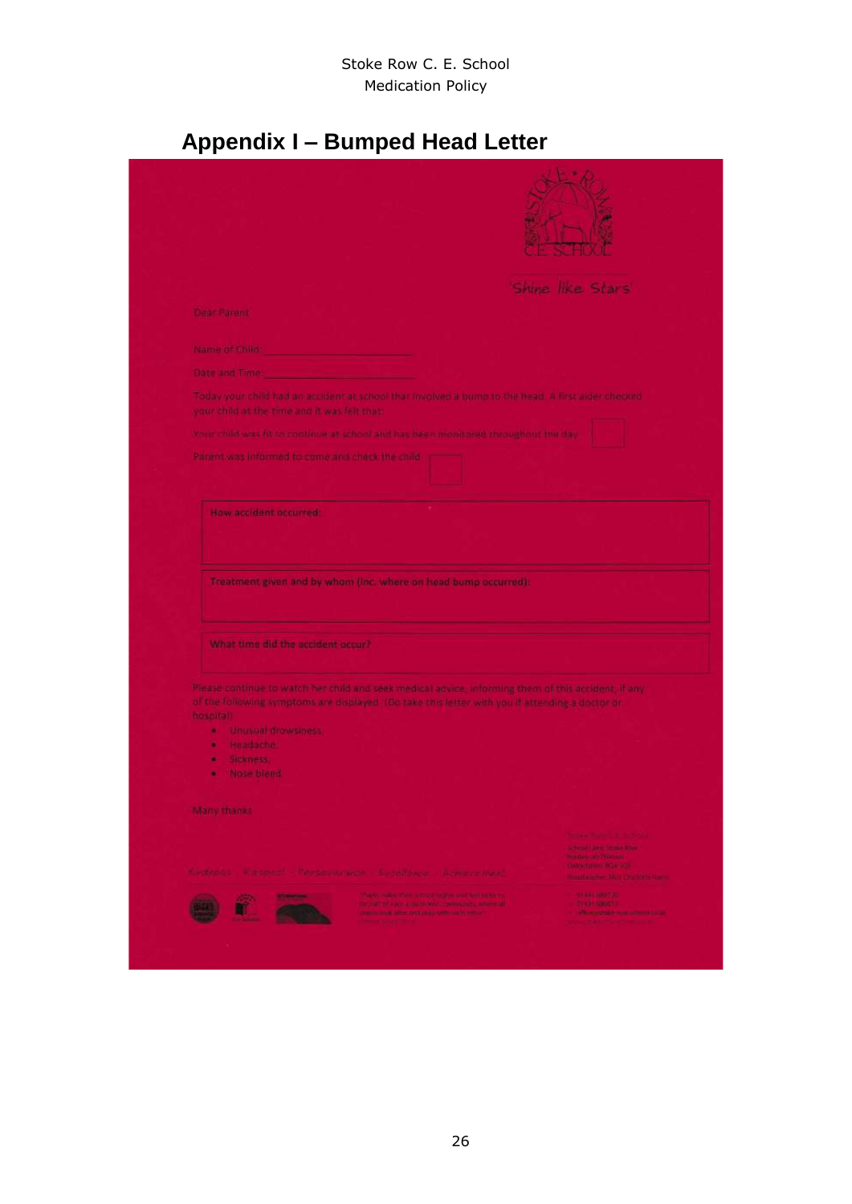## Appendix I – Bumped Head Letter

'Shine like Stars'

Dear Parent

Name of Child: ______________________

Date and Time: ______________________

Today your child had an accident at school that involved a bump to the head. A first aider checked your child at the time and it was felt that:

Your child was fit to continue at school and has been monitored throughout the day ☐

Parent was informed to come and check the child ☐

| How accident occurred: |
|---|
| |

| Treatment given and by whom (inc. where on head bump occurred): |
|---|
| |

| What time did the accident occur? |
|---|

Please continue to watch her child and seek medical advice, informing them of this accident, if any of the following symptoms are displayed. (Do take this letter with you if attending a doctor or hospital)

- Unusual drowsiness.
- Headache.
- Sickness.
- Nose bleed

Many thanks

Kindness · Respect · Perseverance · Excellence · Achievement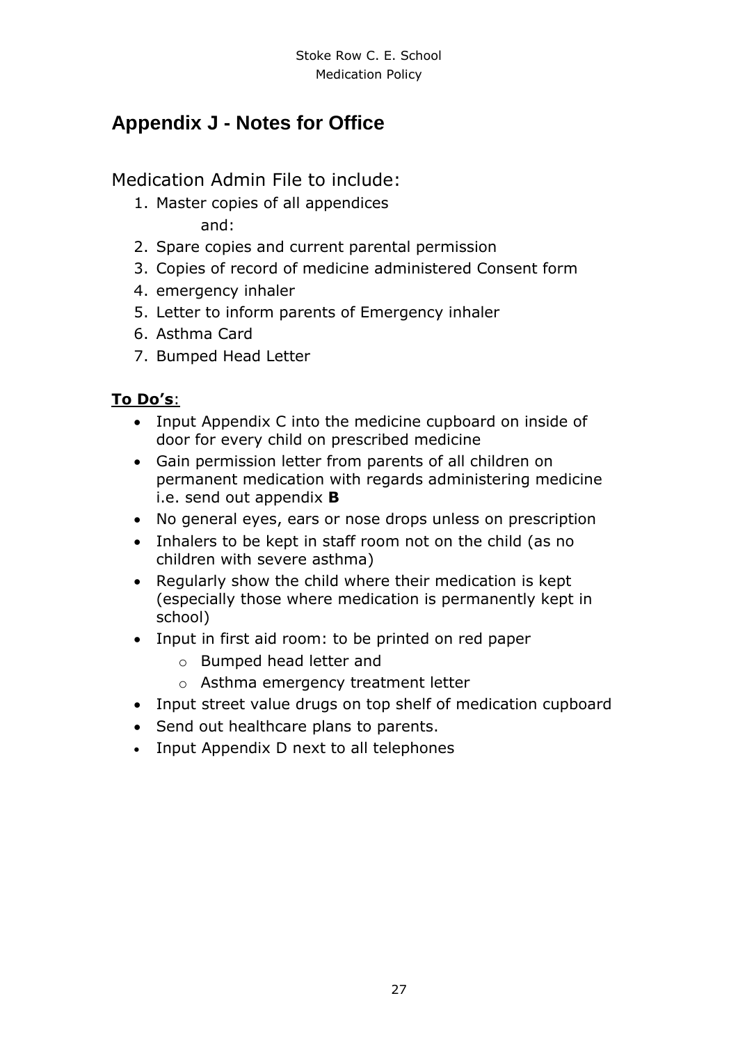## Appendix J - Notes for Office

Medication Admin File to include:

1. Master copies of all appendices

   and:

2. Spare copies and current parental permission
3. Copies of record of medicine administered Consent form
4. emergency inhaler
5. Letter to inform parents of Emergency inhaler
6. Asthma Card
7. Bumped Head Letter

**To Do's**:

- Input Appendix C into the medicine cupboard on inside of door for every child on prescribed medicine
- Gain permission letter from parents of all children on permanent medication with regards administering medicine i.e. send out appendix **B**
- No general eyes, ears or nose drops unless on prescription
- Inhalers to be kept in staff room not on the child (as no children with severe asthma)
- Regularly show the child where their medication is kept (especially those where medication is permanently kept in school)
- Input in first aid room: to be printed on red paper
  - Bumped head letter and
  - Asthma emergency treatment letter
- Input street value drugs on top shelf of medication cupboard
- Send out healthcare plans to parents.
- Input Appendix D next to all telephones